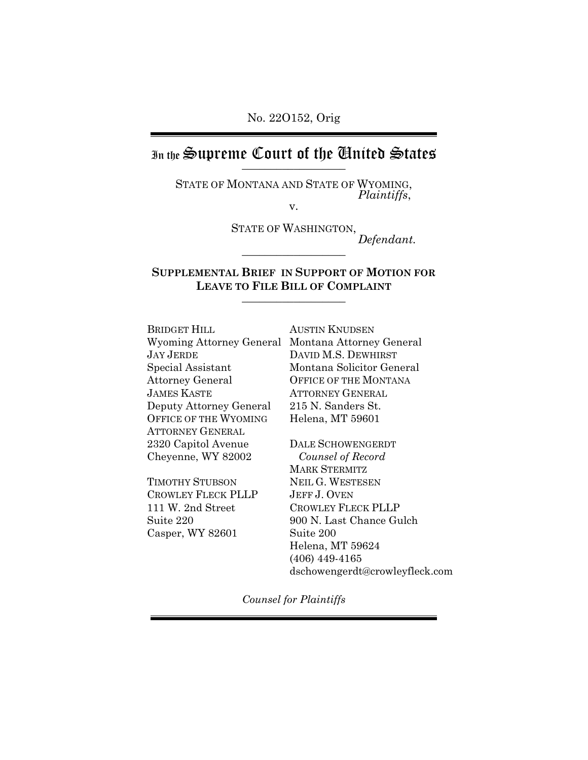No. 22O152, Orig

# In the Supreme Court of the United States

---

STATE OF MONTANA AND STATE OF WYOMING,
*Plaintiffs*,

v.

STATE OF WASHINGTON,
*Defendant.*

---

**SUPPLEMENTAL BRIEF IN SUPPORT OF MOTION FOR LEAVE TO FILE BILL OF COMPLAINT**

---

BRIDGET HILL
Wyoming Attorney General
JAY JERDE
Special Assistant
Attorney General
JAMES KASTE
Deputy Attorney General
OFFICE OF THE WYOMING ATTORNEY GENERAL
2320 Capitol Avenue
Cheyenne, WY 82002

TIMOTHY STUBSON
CROWLEY FLECK PLLP
111 W. 2nd Street
Suite 220
Casper, WY 82601

AUSTIN KNUDSEN
Montana Attorney General
DAVID M.S. DEWHIRST
Montana Solicitor General
OFFICE OF THE MONTANA ATTORNEY GENERAL
215 N. Sanders St.
Helena, MT 59601

DALE SCHOWENGERDT
*Counsel of Record*
MARK STERMITZ
NEIL G. WESTESEN
JEFF J. OVEN
CROWLEY FLECK PLLP
900 N. Last Chance Gulch
Suite 200
Helena, MT 59624
(406) 449-4165
dschowengerdt@crowleyfleck.com

*Counsel for Plaintiffs*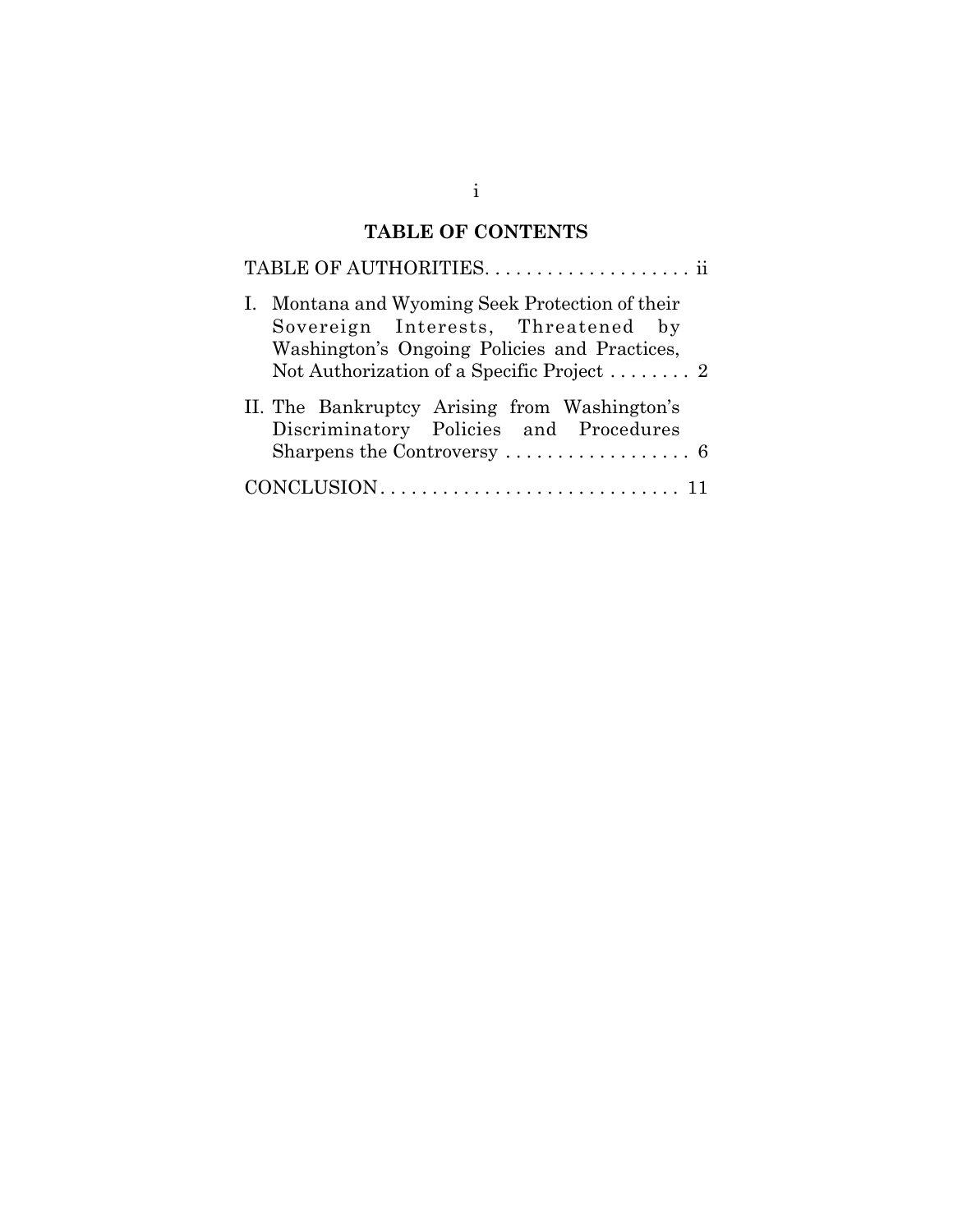# TABLE OF CONTENTS

TABLE OF AUTHORITIES. . . . . . . . . . . . . . . . . . . . ii

I. Montana and Wyoming Seek Protection of their Sovereign Interests, Threatened by Washington's Ongoing Policies and Practices, Not Authorization of a Specific Project . . . . . . . . 2

II. The Bankruptcy Arising from Washington's Discriminatory Policies and Procedures Sharpens the Controversy . . . . . . . . . . . . . . . . . . 6

CONCLUSION. . . . . . . . . . . . . . . . . . . . . . . . . . . . . 11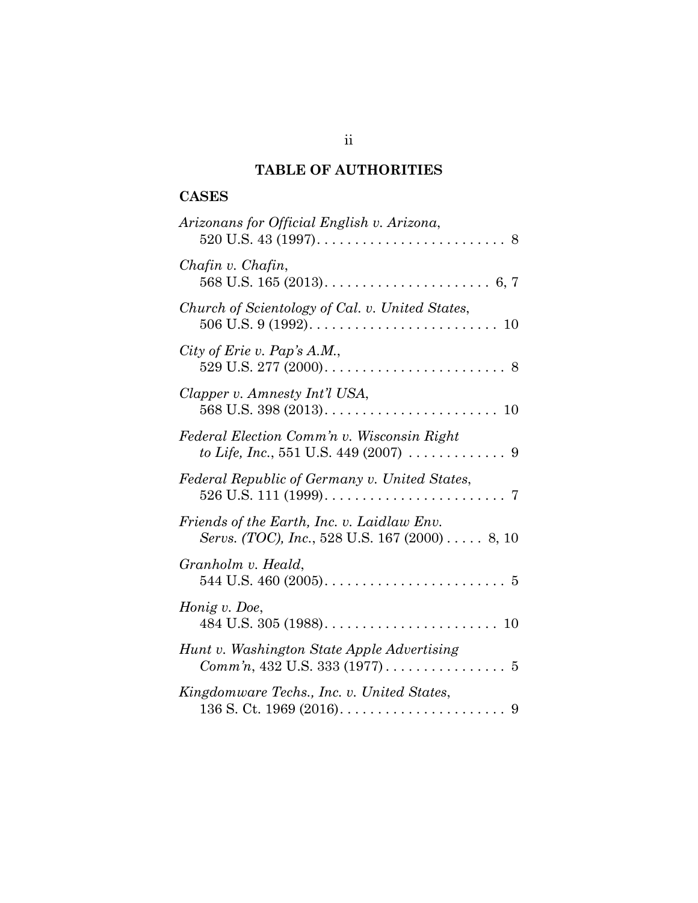## TABLE OF AUTHORITIES

### CASES

*Arizonans for Official English v. Arizona*, 520 U.S. 43 (1997) . . . . . . . . . . . . . . . . . . . . . . . . . 8

*Chafin v. Chafin*, 568 U.S. 165 (2013) . . . . . . . . . . . . . . . . . . . . . . 6, 7

*Church of Scientology of Cal. v. United States*, 506 U.S. 9 (1992) . . . . . . . . . . . . . . . . . . . . . . . . . 10

*City of Erie v. Pap's A.M.*, 529 U.S. 277 (2000) . . . . . . . . . . . . . . . . . . . . . . . . 8

*Clapper v. Amnesty Int'l USA*, 568 U.S. 398 (2013) . . . . . . . . . . . . . . . . . . . . . . . 10

*Federal Election Comm'n v. Wisconsin Right to Life, Inc.*, 551 U.S. 449 (2007) . . . . . . . . . . . . . 9

*Federal Republic of Germany v. United States*, 526 U.S. 111 (1999) . . . . . . . . . . . . . . . . . . . . . . . . 7

*Friends of the Earth, Inc. v. Laidlaw Env. Servs. (TOC), Inc.*, 528 U.S. 167 (2000) . . . . . 8, 10

*Granholm v. Heald*, 544 U.S. 460 (2005) . . . . . . . . . . . . . . . . . . . . . . . . 5

*Honig v. Doe*, 484 U.S. 305 (1988) . . . . . . . . . . . . . . . . . . . . . . . 10

*Hunt v. Washington State Apple Advertising Comm'n*, 432 U.S. 333 (1977) . . . . . . . . . . . . . . . . 5

*Kingdomware Techs., Inc. v. United States*, 136 S. Ct. 1969 (2016) . . . . . . . . . . . . . . . . . . . . . . 9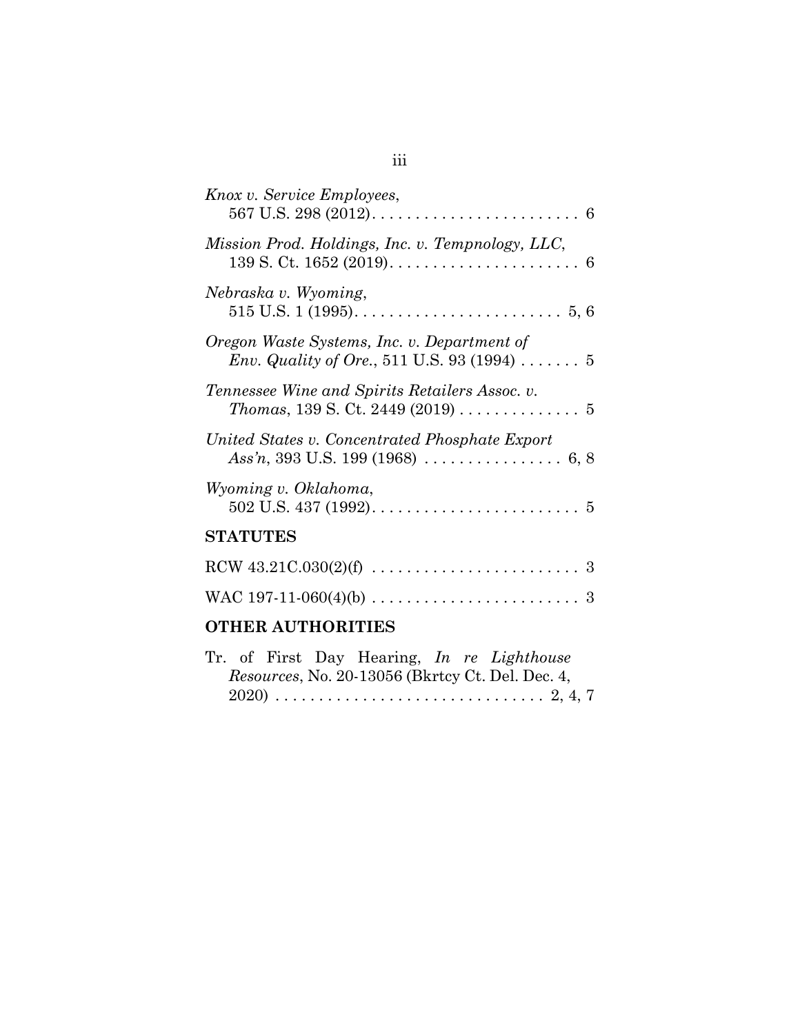*Knox v. Service Employees*,
567 U.S. 298 (2012). . . . . . . . . . . . . . . . . . . . . . . . 6

*Mission Prod. Holdings, Inc. v. Tempnology, LLC*,
139 S. Ct. 1652 (2019). . . . . . . . . . . . . . . . . . . . . . 6

*Nebraska v. Wyoming*,
515 U.S. 1 (1995). . . . . . . . . . . . . . . . . . . . . . . . 5, 6

*Oregon Waste Systems, Inc. v. Department of Env. Quality of Ore.*, 511 U.S. 93 (1994) . . . . . . . 5

*Tennessee Wine and Spirits Retailers Assoc. v. Thomas*, 139 S. Ct. 2449 (2019) . . . . . . . . . . . . . . 5

*United States v. Concentrated Phosphate Export Ass'n*, 393 U.S. 199 (1968) . . . . . . . . . . . . . . . . 6, 8

*Wyoming v. Oklahoma*,
502 U.S. 437 (1992). . . . . . . . . . . . . . . . . . . . . . . . 5

## STATUTES

RCW 43.21C.030(2)(f) . . . . . . . . . . . . . . . . . . . . . . . 3

WAC 197-11-060(4)(b) . . . . . . . . . . . . . . . . . . . . . . . 3

## OTHER AUTHORITIES

Tr. of First Day Hearing, *In re Lighthouse Resources*, No. 20-13056 (Bkrtcy Ct. Del. Dec. 4, 2020) . . . . . . . . . . . . . . . . . . . . . . . . . . . . . . 2, 4, 7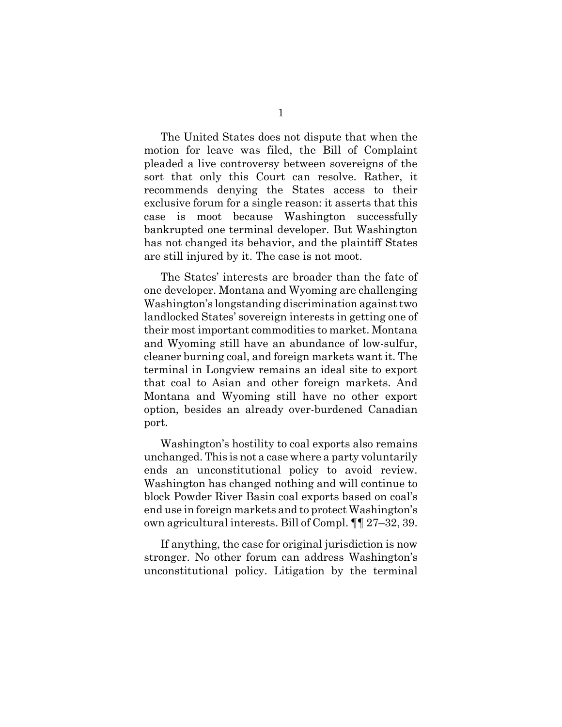The United States does not dispute that when the motion for leave was filed, the Bill of Complaint pleaded a live controversy between sovereigns of the sort that only this Court can resolve. Rather, it recommends denying the States access to their exclusive forum for a single reason: it asserts that this case is moot because Washington successfully bankrupted one terminal developer. But Washington has not changed its behavior, and the plaintiff States are still injured by it. The case is not moot.

The States' interests are broader than the fate of one developer. Montana and Wyoming are challenging Washington's longstanding discrimination against two landlocked States' sovereign interests in getting one of their most important commodities to market. Montana and Wyoming still have an abundance of low-sulfur, cleaner burning coal, and foreign markets want it. The terminal in Longview remains an ideal site to export that coal to Asian and other foreign markets. And Montana and Wyoming still have no other export option, besides an already over-burdened Canadian port.

Washington's hostility to coal exports also remains unchanged. This is not a case where a party voluntarily ends an unconstitutional policy to avoid review. Washington has changed nothing and will continue to block Powder River Basin coal exports based on coal's end use in foreign markets and to protect Washington's own agricultural interests. Bill of Compl. ¶¶ 27–32, 39.

If anything, the case for original jurisdiction is now stronger. No other forum can address Washington's unconstitutional policy. Litigation by the terminal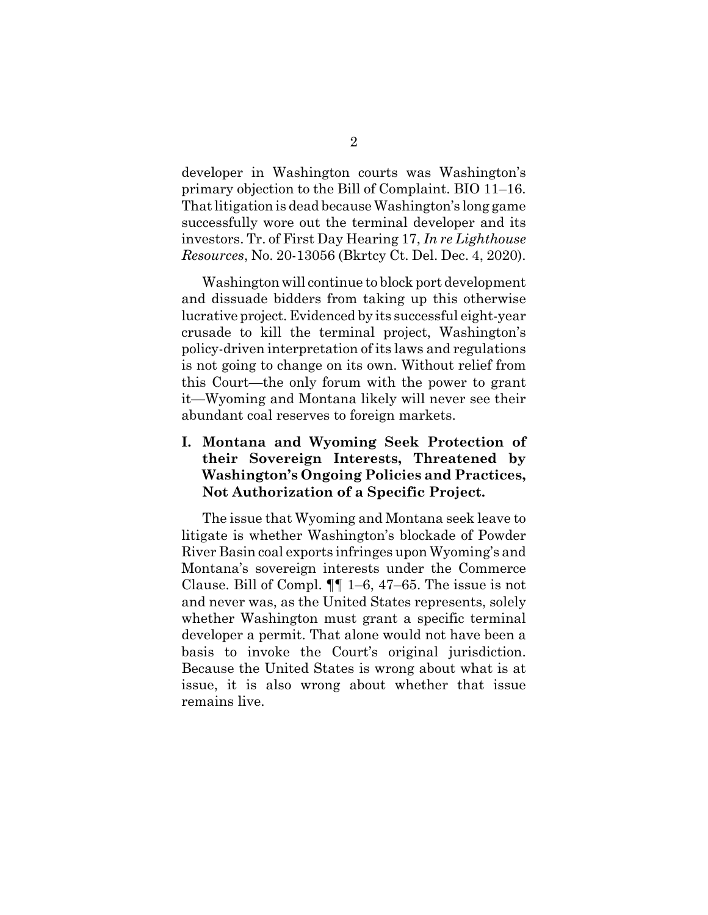developer in Washington courts was Washington's primary objection to the Bill of Complaint. BIO 11–16. That litigation is dead because Washington's long game successfully wore out the terminal developer and its investors. Tr. of First Day Hearing 17, *In re Lighthouse Resources*, No. 20-13056 (Bkrtcy Ct. Del. Dec. 4, 2020).

Washington will continue to block port development and dissuade bidders from taking up this otherwise lucrative project. Evidenced by its successful eight-year crusade to kill the terminal project, Washington's policy-driven interpretation of its laws and regulations is not going to change on its own. Without relief from this Court—the only forum with the power to grant it—Wyoming and Montana likely will never see their abundant coal reserves to foreign markets.

## I. Montana and Wyoming Seek Protection of their Sovereign Interests, Threatened by Washington's Ongoing Policies and Practices, Not Authorization of a Specific Project.

The issue that Wyoming and Montana seek leave to litigate is whether Washington's blockade of Powder River Basin coal exports infringes upon Wyoming's and Montana's sovereign interests under the Commerce Clause. Bill of Compl. ¶¶ 1–6, 47–65. The issue is not and never was, as the United States represents, solely whether Washington must grant a specific terminal developer a permit. That alone would not have been a basis to invoke the Court's original jurisdiction. Because the United States is wrong about what is at issue, it is also wrong about whether that issue remains live.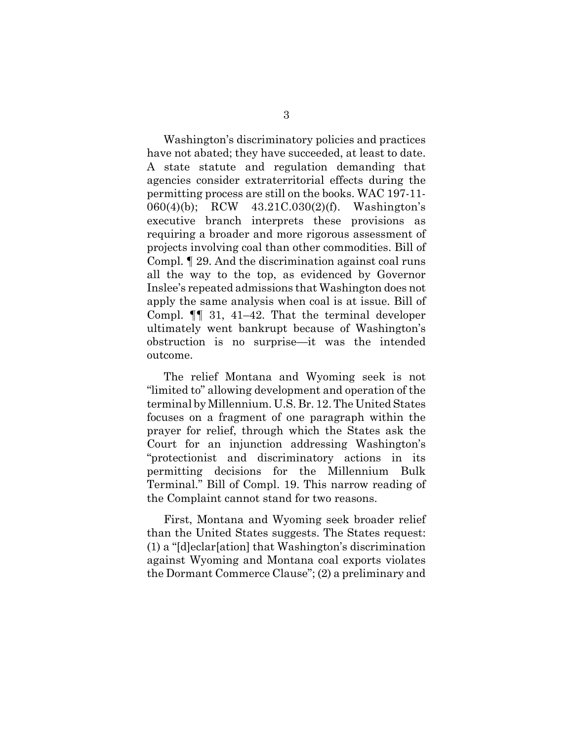Washington's discriminatory policies and practices have not abated; they have succeeded, at least to date. A state statute and regulation demanding that agencies consider extraterritorial effects during the permitting process are still on the books. WAC 197-11-060(4)(b); RCW 43.21C.030(2)(f). Washington's executive branch interprets these provisions as requiring a broader and more rigorous assessment of projects involving coal than other commodities. Bill of Compl. ¶ 29. And the discrimination against coal runs all the way to the top, as evidenced by Governor Inslee's repeated admissions that Washington does not apply the same analysis when coal is at issue. Bill of Compl. ¶¶ 31, 41–42. That the terminal developer ultimately went bankrupt because of Washington's obstruction is no surprise—it was the intended outcome.

The relief Montana and Wyoming seek is not "limited to" allowing development and operation of the terminal by Millennium. U.S. Br. 12. The United States focuses on a fragment of one paragraph within the prayer for relief, through which the States ask the Court for an injunction addressing Washington's "protectionist and discriminatory actions in its permitting decisions for the Millennium Bulk Terminal." Bill of Compl. 19. This narrow reading of the Complaint cannot stand for two reasons.

First, Montana and Wyoming seek broader relief than the United States suggests. The States request: (1) a "[d]eclar[ation] that Washington's discrimination against Wyoming and Montana coal exports violates the Dormant Commerce Clause"; (2) a preliminary and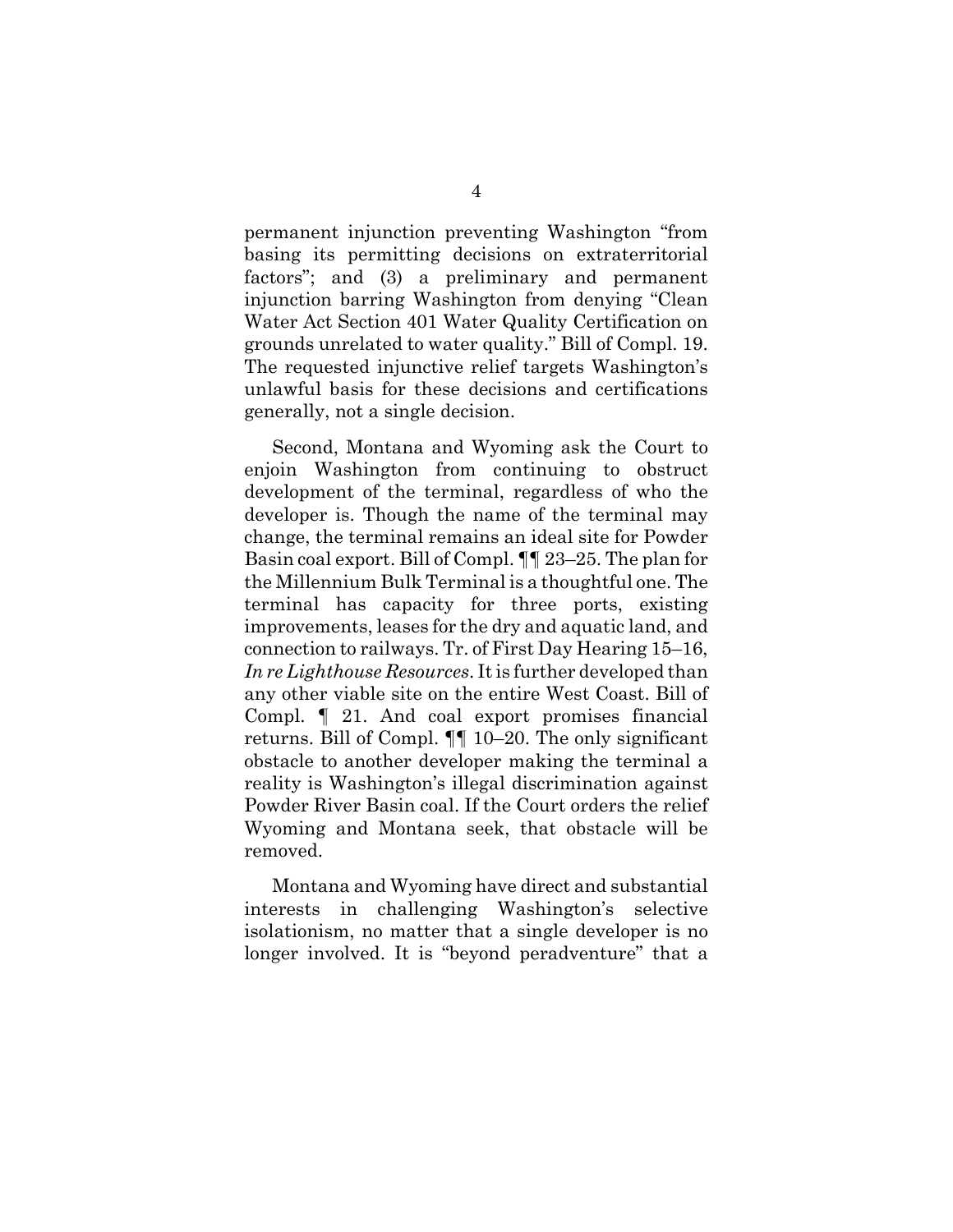permanent injunction preventing Washington "from basing its permitting decisions on extraterritorial factors"; and (3) a preliminary and permanent injunction barring Washington from denying "Clean Water Act Section 401 Water Quality Certification on grounds unrelated to water quality." Bill of Compl. 19. The requested injunctive relief targets Washington's unlawful basis for these decisions and certifications generally, not a single decision.

Second, Montana and Wyoming ask the Court to enjoin Washington from continuing to obstruct development of the terminal, regardless of who the developer is. Though the name of the terminal may change, the terminal remains an ideal site for Powder Basin coal export. Bill of Compl. ¶¶ 23–25. The plan for the Millennium Bulk Terminal is a thoughtful one. The terminal has capacity for three ports, existing improvements, leases for the dry and aquatic land, and connection to railways. Tr. of First Day Hearing 15–16, *In re Lighthouse Resources*. It is further developed than any other viable site on the entire West Coast. Bill of Compl. ¶ 21. And coal export promises financial returns. Bill of Compl. ¶¶ 10–20. The only significant obstacle to another developer making the terminal a reality is Washington's illegal discrimination against Powder River Basin coal. If the Court orders the relief Wyoming and Montana seek, that obstacle will be removed.

Montana and Wyoming have direct and substantial interests in challenging Washington's selective isolationism, no matter that a single developer is no longer involved. It is "beyond peradventure" that a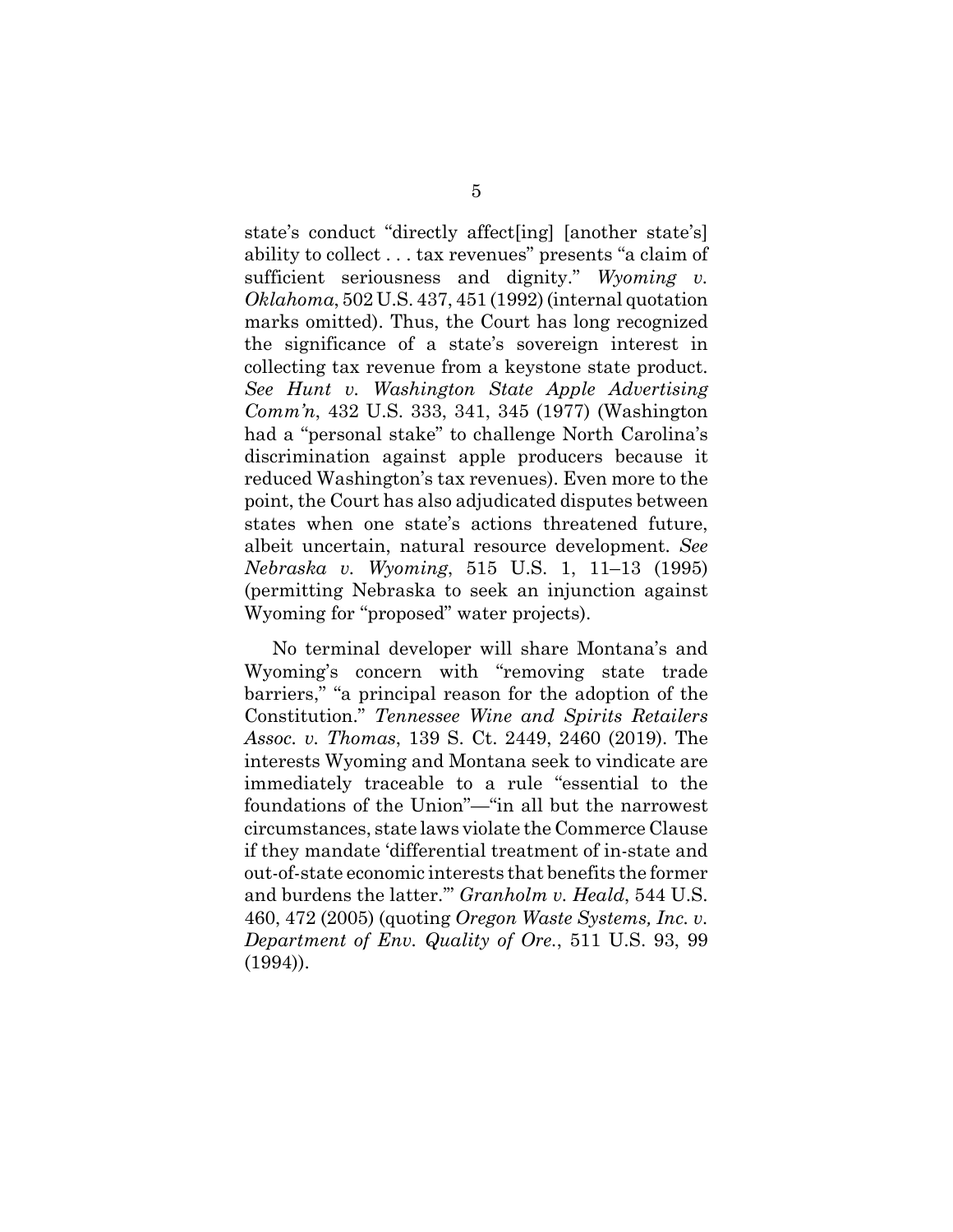state's conduct "directly affect[ing] [another state's] ability to collect . . . tax revenues" presents "a claim of sufficient seriousness and dignity." *Wyoming v. Oklahoma*, 502 U.S. 437, 451 (1992) (internal quotation marks omitted). Thus, the Court has long recognized the significance of a state's sovereign interest in collecting tax revenue from a keystone state product. *See Hunt v. Washington State Apple Advertising Comm'n*, 432 U.S. 333, 341, 345 (1977) (Washington had a "personal stake" to challenge North Carolina's discrimination against apple producers because it reduced Washington's tax revenues). Even more to the point, the Court has also adjudicated disputes between states when one state's actions threatened future, albeit uncertain, natural resource development. *See Nebraska v. Wyoming*, 515 U.S. 1, 11–13 (1995) (permitting Nebraska to seek an injunction against Wyoming for "proposed" water projects).

No terminal developer will share Montana's and Wyoming's concern with "removing state trade barriers," "a principal reason for the adoption of the Constitution." *Tennessee Wine and Spirits Retailers Assoc. v. Thomas*, 139 S. Ct. 2449, 2460 (2019). The interests Wyoming and Montana seek to vindicate are immediately traceable to a rule "essential to the foundations of the Union"—"in all but the narrowest circumstances, state laws violate the Commerce Clause if they mandate 'differential treatment of in-state and out-of-state economic interests that benefits the former and burdens the latter.'" *Granholm v. Heald*, 544 U.S. 460, 472 (2005) (quoting *Oregon Waste Systems, Inc. v. Department of Env. Quality of Ore.*, 511 U.S. 93, 99 (1994)).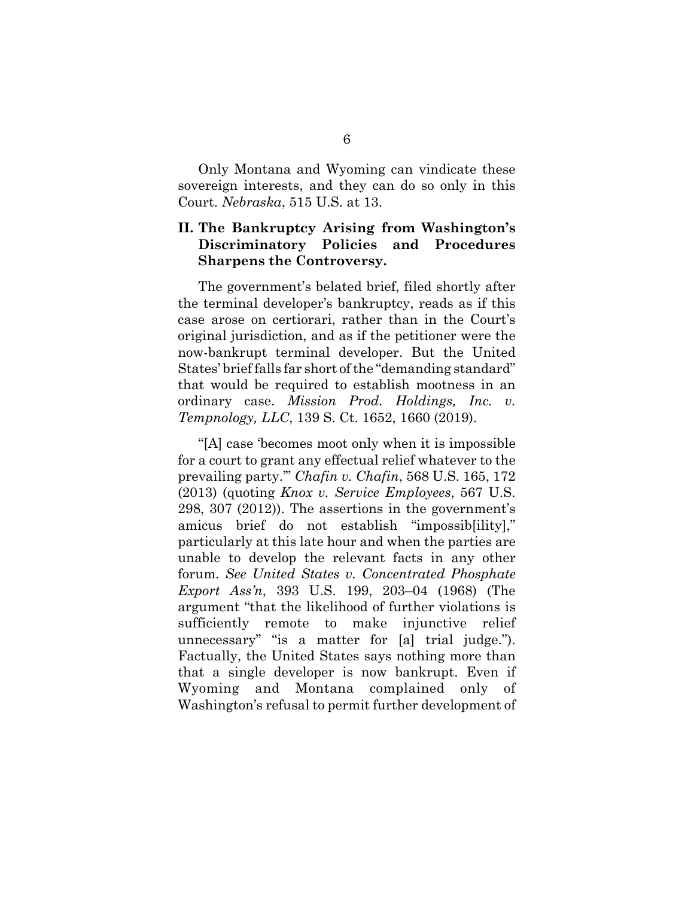Only Montana and Wyoming can vindicate these sovereign interests, and they can do so only in this Court. *Nebraska*, 515 U.S. at 13.

## II. The Bankruptcy Arising from Washington's Discriminatory Policies and Procedures Sharpens the Controversy.

The government's belated brief, filed shortly after the terminal developer's bankruptcy, reads as if this case arose on certiorari, rather than in the Court's original jurisdiction, and as if the petitioner were the now-bankrupt terminal developer. But the United States' brief falls far short of the "demanding standard" that would be required to establish mootness in an ordinary case. *Mission Prod. Holdings, Inc. v. Tempnology, LLC*, 139 S. Ct. 1652, 1660 (2019).

"[A] case 'becomes moot only when it is impossible for a court to grant any effectual relief whatever to the prevailing party.'" *Chafin v. Chafin*, 568 U.S. 165, 172 (2013) (quoting *Knox v. Service Employees*, 567 U.S. 298, 307 (2012)). The assertions in the government's amicus brief do not establish "impossib[ility]," particularly at this late hour and when the parties are unable to develop the relevant facts in any other forum. *See United States v. Concentrated Phosphate Export Ass'n*, 393 U.S. 199, 203–04 (1968) (The argument "that the likelihood of further violations is sufficiently remote to make injunctive relief unnecessary" "is a matter for [a] trial judge."). Factually, the United States says nothing more than that a single developer is now bankrupt. Even if Wyoming and Montana complained only of Washington's refusal to permit further development of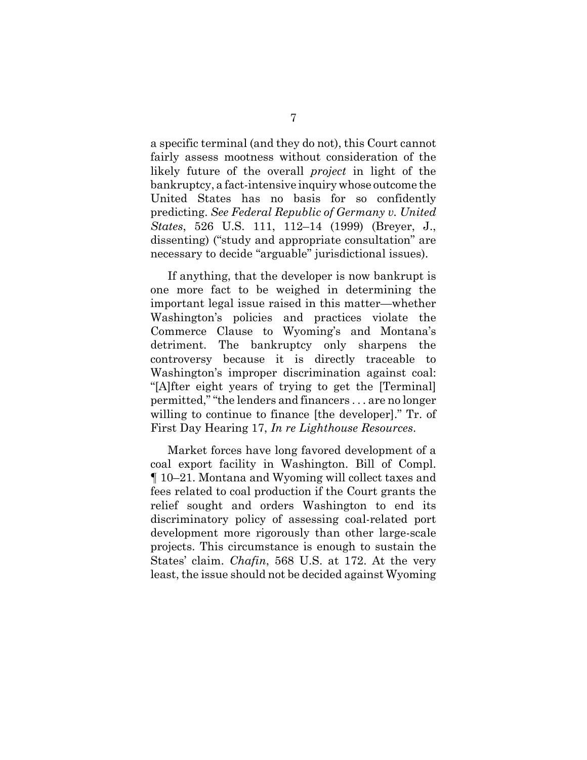a specific terminal (and they do not), this Court cannot fairly assess mootness without consideration of the likely future of the overall *project* in light of the bankruptcy, a fact-intensive inquiry whose outcome the United States has no basis for so confidently predicting. *See Federal Republic of Germany v. United States*, 526 U.S. 111, 112–14 (1999) (Breyer, J., dissenting) ("study and appropriate consultation" are necessary to decide "arguable" jurisdictional issues).

If anything, that the developer is now bankrupt is one more fact to be weighed in determining the important legal issue raised in this matter—whether Washington's policies and practices violate the Commerce Clause to Wyoming's and Montana's detriment. The bankruptcy only sharpens the controversy because it is directly traceable to Washington's improper discrimination against coal: "[A]fter eight years of trying to get the [Terminal] permitted," "the lenders and financers . . . are no longer willing to continue to finance [the developer]." Tr. of First Day Hearing 17, *In re Lighthouse Resources*.

Market forces have long favored development of a coal export facility in Washington. Bill of Compl. ¶ 10–21. Montana and Wyoming will collect taxes and fees related to coal production if the Court grants the relief sought and orders Washington to end its discriminatory policy of assessing coal-related port development more rigorously than other large-scale projects. This circumstance is enough to sustain the States' claim. *Chafin*, 568 U.S. at 172. At the very least, the issue should not be decided against Wyoming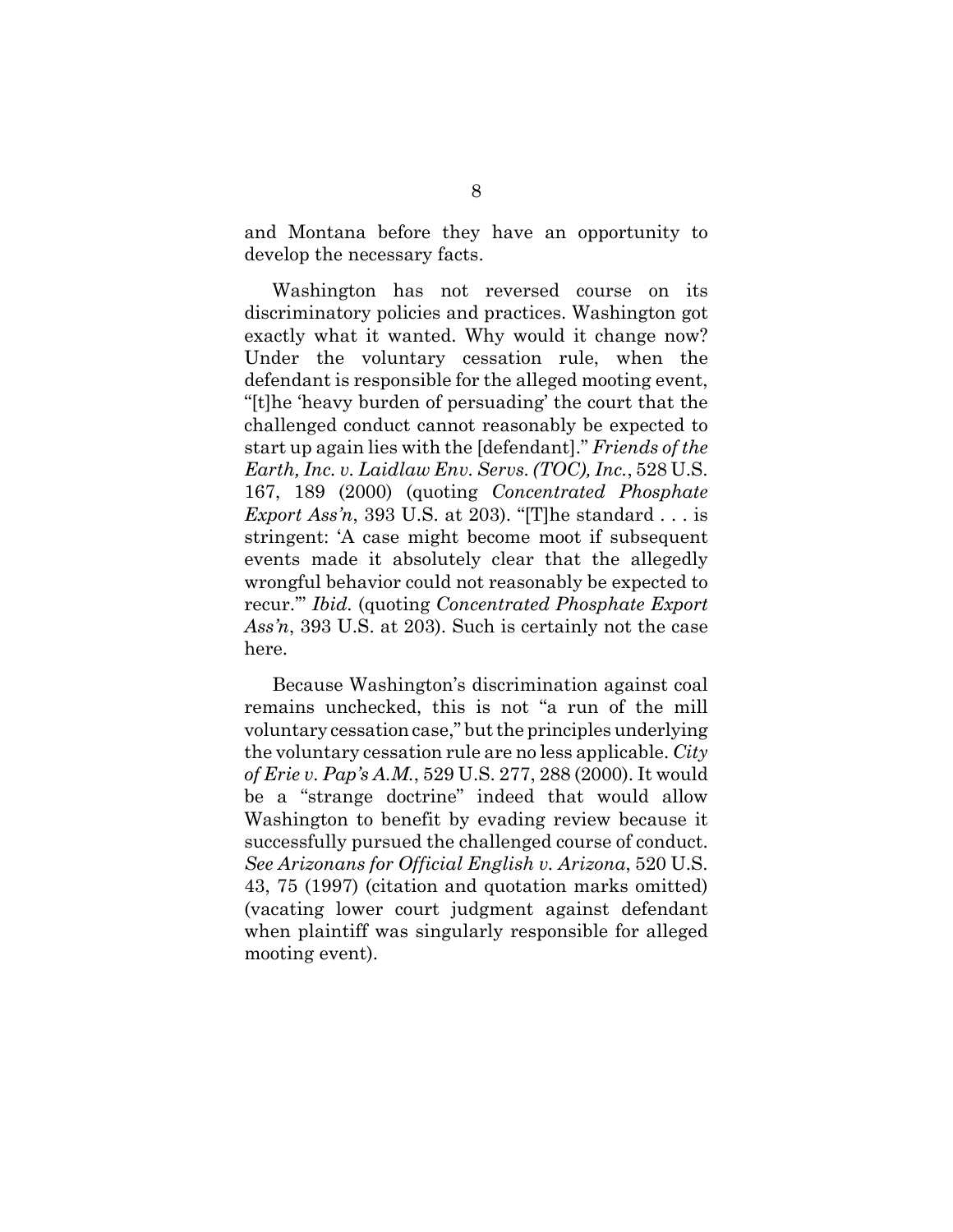and Montana before they have an opportunity to develop the necessary facts.

Washington has not reversed course on its discriminatory policies and practices. Washington got exactly what it wanted. Why would it change now? Under the voluntary cessation rule, when the defendant is responsible for the alleged mooting event, "[t]he 'heavy burden of persuading' the court that the challenged conduct cannot reasonably be expected to start up again lies with the [defendant]." *Friends of the Earth, Inc. v. Laidlaw Env. Servs. (TOC), Inc.*, 528 U.S. 167, 189 (2000) (quoting *Concentrated Phosphate Export Ass'n*, 393 U.S. at 203). "[T]he standard . . . is stringent: 'A case might become moot if subsequent events made it absolutely clear that the allegedly wrongful behavior could not reasonably be expected to recur.'" *Ibid.* (quoting *Concentrated Phosphate Export Ass'n*, 393 U.S. at 203). Such is certainly not the case here.

Because Washington's discrimination against coal remains unchecked, this is not "a run of the mill voluntary cessation case," but the principles underlying the voluntary cessation rule are no less applicable. *City of Erie v. Pap's A.M.*, 529 U.S. 277, 288 (2000). It would be a "strange doctrine" indeed that would allow Washington to benefit by evading review because it successfully pursued the challenged course of conduct. *See Arizonans for Official English v. Arizona*, 520 U.S. 43, 75 (1997) (citation and quotation marks omitted) (vacating lower court judgment against defendant when plaintiff was singularly responsible for alleged mooting event).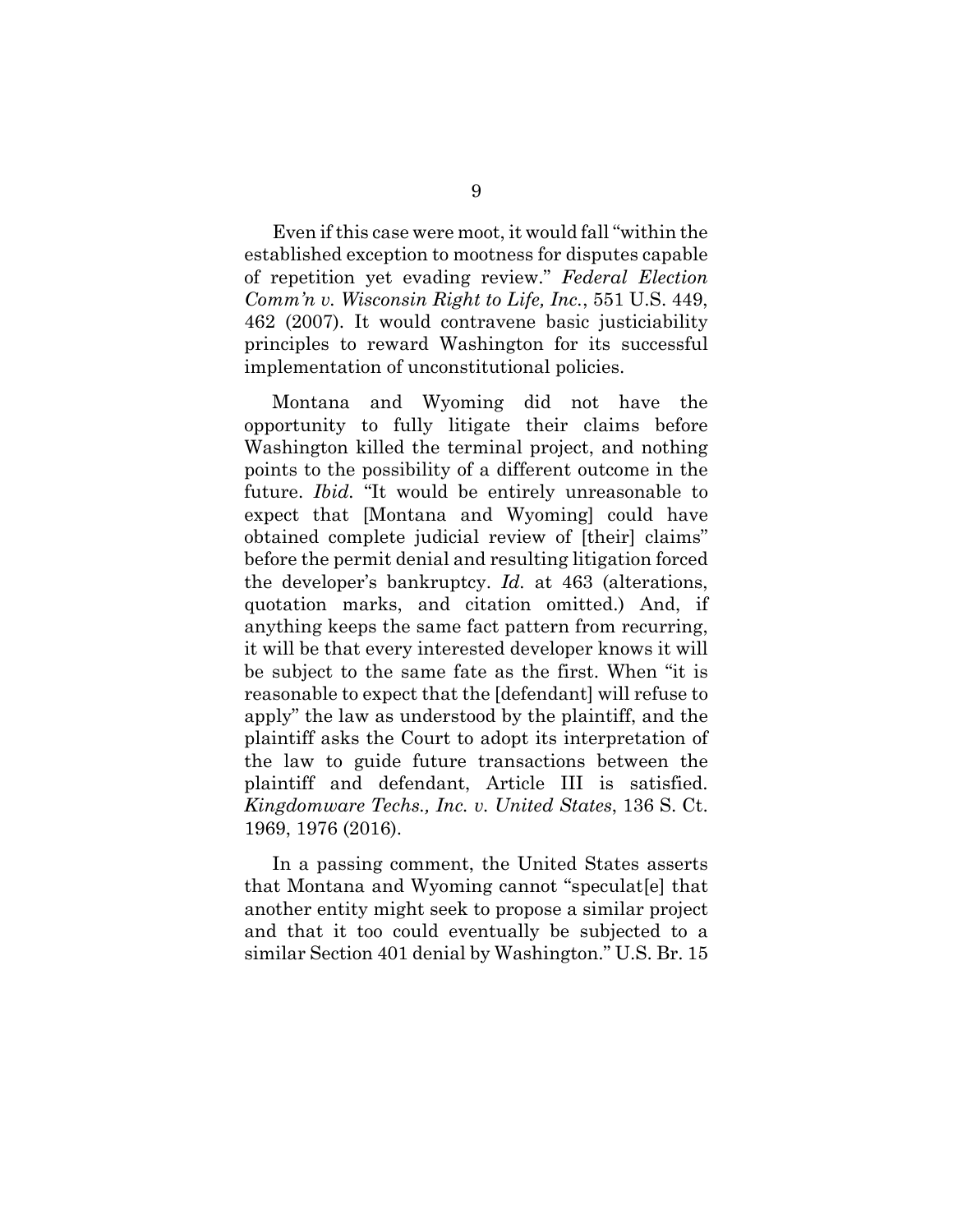Even if this case were moot, it would fall "within the established exception to mootness for disputes capable of repetition yet evading review." *Federal Election Comm'n v. Wisconsin Right to Life, Inc.*, 551 U.S. 449, 462 (2007). It would contravene basic justiciability principles to reward Washington for its successful implementation of unconstitutional policies.

Montana and Wyoming did not have the opportunity to fully litigate their claims before Washington killed the terminal project, and nothing points to the possibility of a different outcome in the future. *Ibid.* "It would be entirely unreasonable to expect that [Montana and Wyoming] could have obtained complete judicial review of [their] claims" before the permit denial and resulting litigation forced the developer's bankruptcy. *Id.* at 463 (alterations, quotation marks, and citation omitted.) And, if anything keeps the same fact pattern from recurring, it will be that every interested developer knows it will be subject to the same fate as the first. When "it is reasonable to expect that the [defendant] will refuse to apply" the law as understood by the plaintiff, and the plaintiff asks the Court to adopt its interpretation of the law to guide future transactions between the plaintiff and defendant, Article III is satisfied. *Kingdomware Techs., Inc. v. United States*, 136 S. Ct. 1969, 1976 (2016).

In a passing comment, the United States asserts that Montana and Wyoming cannot "speculat[e] that another entity might seek to propose a similar project and that it too could eventually be subjected to a similar Section 401 denial by Washington." U.S. Br. 15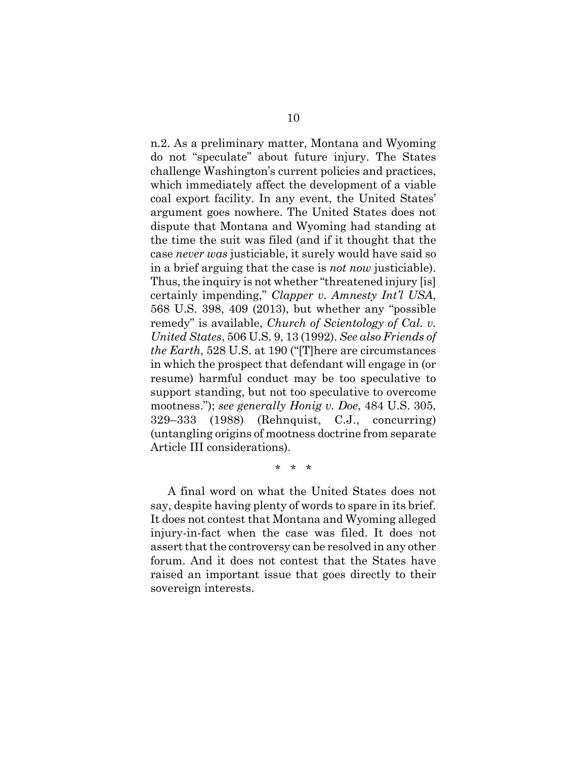n.2. As a preliminary matter, Montana and Wyoming do not "speculate" about future injury. The States challenge Washington's current policies and practices, which immediately affect the development of a viable coal export facility. In any event, the United States' argument goes nowhere. The United States does not dispute that Montana and Wyoming had standing at the time the suit was filed (and if it thought that the case *never was* justiciable, it surely would have said so in a brief arguing that the case is *not now* justiciable). Thus, the inquiry is not whether "threatened injury [is] certainly impending," *Clapper v. Amnesty Int'l USA*, 568 U.S. 398, 409 (2013), but whether any "possible remedy" is available, *Church of Scientology of Cal. v. United States*, 506 U.S. 9, 13 (1992). *See also Friends of the Earth*, 528 U.S. at 190 ("[T]here are circumstances in which the prospect that defendant will engage in (or resume) harmful conduct may be too speculative to support standing, but not too speculative to overcome mootness."); *see generally Honig v. Doe*, 484 U.S. 305, 329–333 (1988) (Rehnquist, C.J., concurring) (untangling origins of mootness doctrine from separate Article III considerations).

\* \* \*

A final word on what the United States does not say, despite having plenty of words to spare in its brief. It does not contest that Montana and Wyoming alleged injury-in-fact when the case was filed. It does not assert that the controversy can be resolved in any other forum. And it does not contest that the States have raised an important issue that goes directly to their sovereign interests.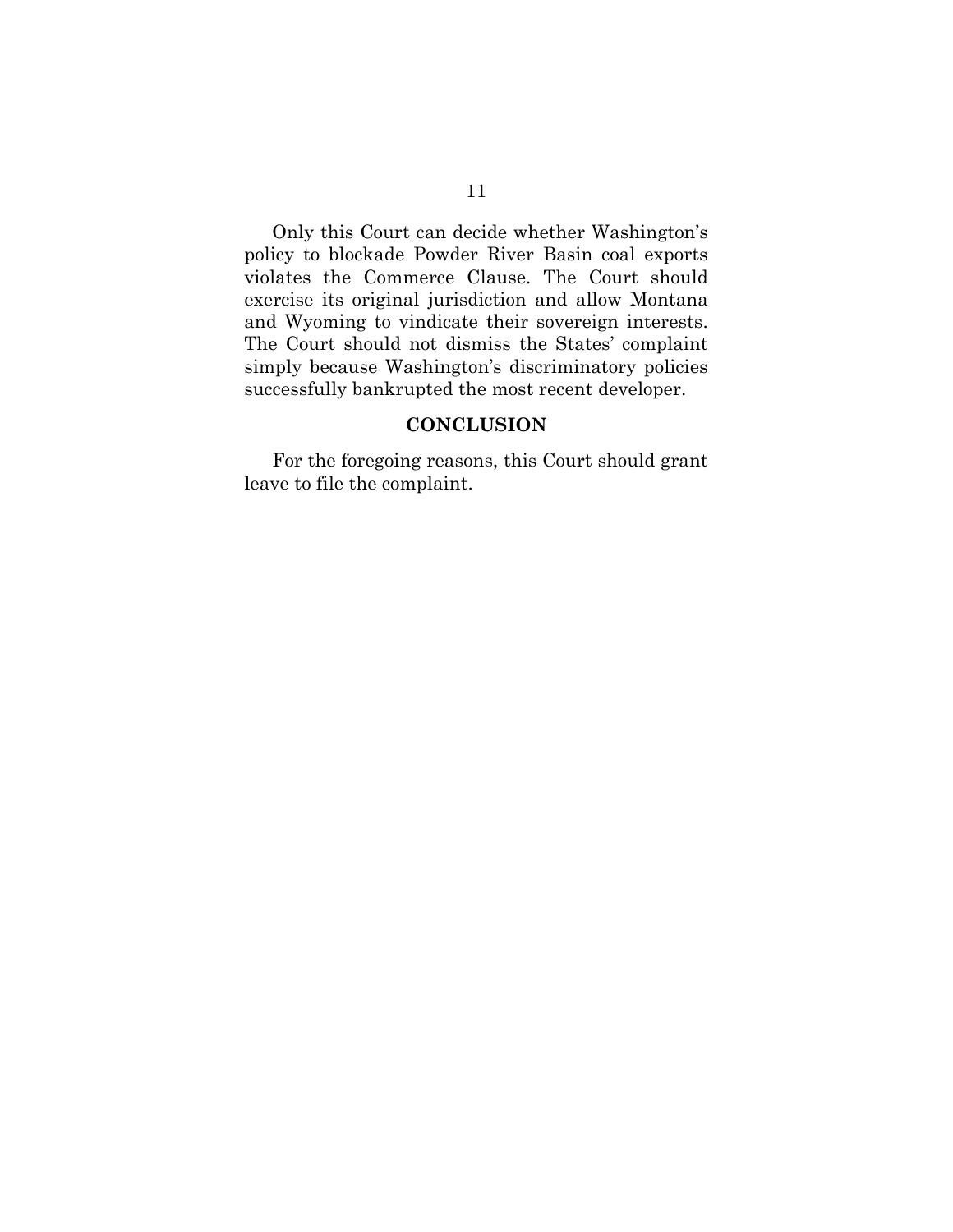Only this Court can decide whether Washington's policy to blockade Powder River Basin coal exports violates the Commerce Clause. The Court should exercise its original jurisdiction and allow Montana and Wyoming to vindicate their sovereign interests. The Court should not dismiss the States' complaint simply because Washington's discriminatory policies successfully bankrupted the most recent developer.

## CONCLUSION

For the foregoing reasons, this Court should grant leave to file the complaint.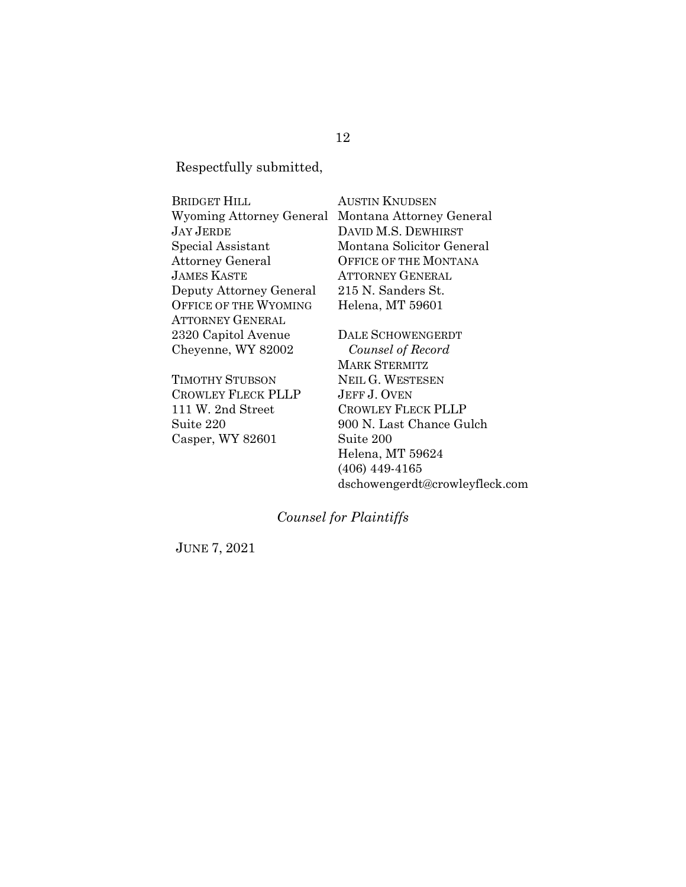Respectfully submitted,

BRIDGET HILL
Wyoming Attorney General
JAY JERDE
Special Assistant
Attorney General
JAMES KASTE
Deputy Attorney General
OFFICE OF THE WYOMING
ATTORNEY GENERAL
2320 Capitol Avenue
Cheyenne, WY 82002

TIMOTHY STUBSON
CROWLEY FLECK PLLP
111 W. 2nd Street
Suite 220
Casper, WY 82601

AUSTIN KNUDSEN
Montana Attorney General
DAVID M.S. DEWHIRST
Montana Solicitor General
OFFICE OF THE MONTANA
ATTORNEY GENERAL
215 N. Sanders St.
Helena, MT 59601

DALE SCHOWENGERDT
*Counsel of Record*
MARK STERMITZ
NEIL G. WESTESEN
JEFF J. OVEN
CROWLEY FLECK PLLP
900 N. Last Chance Gulch
Suite 200
Helena, MT 59624
(406) 449-4165
dschowengerdt@crowleyfleck.com

*Counsel for Plaintiffs*

JUNE 7, 2021